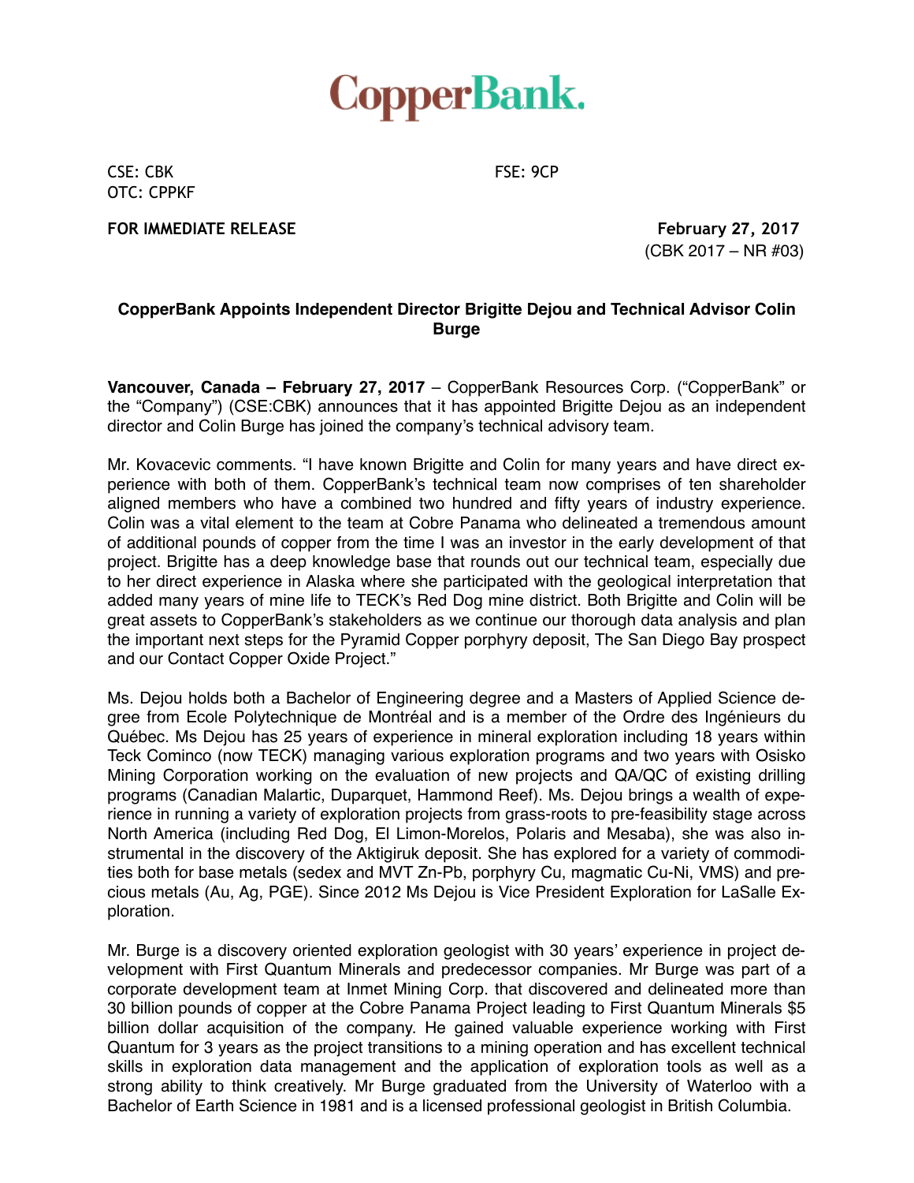# CopperBank.

CSE: CBK
OTC: CPPKF

FSE: 9CP

**FOR IMMEDIATE RELEASE**

**February 27, 2017**
(CBK 2017 – NR #03)

**CopperBank Appoints Independent Director Brigitte Dejou and Technical Advisor Colin Burge**

**Vancouver, Canada – February 27, 2017** – CopperBank Resources Corp. ("CopperBank" or the "Company") (CSE:CBK) announces that it has appointed Brigitte Dejou as an independent director and Colin Burge has joined the company's technical advisory team.

Mr. Kovacevic comments. "I have known Brigitte and Colin for many years and have direct experience with both of them. CopperBank's technical team now comprises of ten shareholder aligned members who have a combined two hundred and fifty years of industry experience. Colin was a vital element to the team at Cobre Panama who delineated a tremendous amount of additional pounds of copper from the time I was an investor in the early development of that project. Brigitte has a deep knowledge base that rounds out our technical team, especially due to her direct experience in Alaska where she participated with the geological interpretation that added many years of mine life to TECK's Red Dog mine district. Both Brigitte and Colin will be great assets to CopperBank's stakeholders as we continue our thorough data analysis and plan the important next steps for the Pyramid Copper porphyry deposit, The San Diego Bay prospect and our Contact Copper Oxide Project."

Ms. Dejou holds both a Bachelor of Engineering degree and a Masters of Applied Science degree from Ecole Polytechnique de Montréal and is a member of the Ordre des Ingénieurs du Québec. Ms Dejou has 25 years of experience in mineral exploration including 18 years within Teck Cominco (now TECK) managing various exploration programs and two years with Osisko Mining Corporation working on the evaluation of new projects and QA/QC of existing drilling programs (Canadian Malartic, Duparquet, Hammond Reef). Ms. Dejou brings a wealth of experience in running a variety of exploration projects from grass-roots to pre-feasibility stage across North America (including Red Dog, El Limon-Morelos, Polaris and Mesaba), she was also instrumental in the discovery of the Aktigiruk deposit. She has explored for a variety of commodities both for base metals (sedex and MVT Zn-Pb, porphyry Cu, magmatic Cu-Ni, VMS) and precious metals (Au, Ag, PGE). Since 2012 Ms Dejou is Vice President Exploration for LaSalle Exploration.

Mr. Burge is a discovery oriented exploration geologist with 30 years' experience in project development with First Quantum Minerals and predecessor companies. Mr Burge was part of a corporate development team at Inmet Mining Corp. that discovered and delineated more than 30 billion pounds of copper at the Cobre Panama Project leading to First Quantum Minerals $5 billion dollar acquisition of the company. He gained valuable experience working with First Quantum for 3 years as the project transitions to a mining operation and has excellent technical skills in exploration data management and the application of exploration tools as well as a strong ability to think creatively. Mr Burge graduated from the University of Waterloo with a Bachelor of Earth Science in 1981 and is a licensed professional geologist in British Columbia.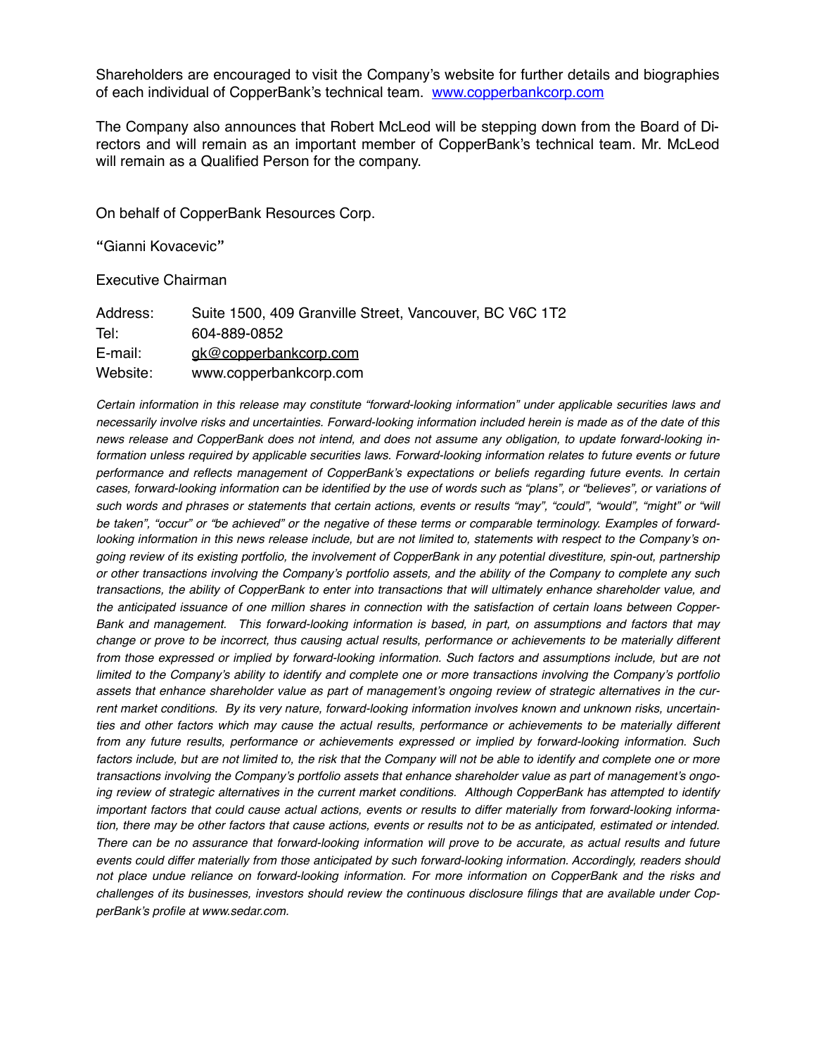Shareholders are encouraged to visit the Company's website for further details and biographies of each individual of CopperBank's technical team. [www.copperbankcorp.com](www.copperbankcorp.com)

The Company also announces that Robert McLeod will be stepping down from the Board of Directors and will remain as an important member of CopperBank's technical team. Mr. McLeod will remain as a Qualified Person for the company.

On behalf of CopperBank Resources Corp.

"Gianni Kovacevic"

Executive Chairman

| | |
|---|---|
| Address: | Suite 1500, 409 Granville Street, Vancouver, BC V6C 1T2 |
| Tel: | 604-889-0852 |
| E-mail: | gk@copperbankcorp.com |
| Website: | www.copperbankcorp.com |

*Certain information in this release may constitute "forward-looking information" under applicable securities laws and necessarily involve risks and uncertainties. Forward-looking information included herein is made as of the date of this news release and CopperBank does not intend, and does not assume any obligation, to update forward-looking information unless required by applicable securities laws. Forward-looking information relates to future events or future performance and reflects management of CopperBank's expectations or beliefs regarding future events. In certain cases, forward-looking information can be identified by the use of words such as "plans", or "believes", or variations of such words and phrases or statements that certain actions, events or results "may", "could", "would", "might" or "will be taken", "occur" or "be achieved" or the negative of these terms or comparable terminology. Examples of forward-looking information in this news release include, but are not limited to, statements with respect to the Company's ongoing review of its existing portfolio, the involvement of CopperBank in any potential divestiture, spin-out, partnership or other transactions involving the Company's portfolio assets, and the ability of the Company to complete any such transactions, the ability of CopperBank to enter into transactions that will ultimately enhance shareholder value, and the anticipated issuance of one million shares in connection with the satisfaction of certain loans between CopperBank and management. This forward-looking information is based, in part, on assumptions and factors that may change or prove to be incorrect, thus causing actual results, performance or achievements to be materially different from those expressed or implied by forward-looking information. Such factors and assumptions include, but are not limited to the Company's ability to identify and complete one or more transactions involving the Company's portfolio assets that enhance shareholder value as part of management's ongoing review of strategic alternatives in the current market conditions. By its very nature, forward-looking information involves known and unknown risks, uncertainties and other factors which may cause the actual results, performance or achievements to be materially different from any future results, performance or achievements expressed or implied by forward-looking information. Such factors include, but are not limited to, the risk that the Company will not be able to identify and complete one or more transactions involving the Company's portfolio assets that enhance shareholder value as part of management's ongoing review of strategic alternatives in the current market conditions. Although CopperBank has attempted to identify important factors that could cause actual actions, events or results to differ materially from forward-looking information, there may be other factors that cause actions, events or results not to be as anticipated, estimated or intended. There can be no assurance that forward-looking information will prove to be accurate, as actual results and future events could differ materially from those anticipated by such forward-looking information. Accordingly, readers should not place undue reliance on forward-looking information. For more information on CopperBank and the risks and challenges of its businesses, investors should review the continuous disclosure filings that are available under CopperBank's profile at www.sedar.com.*